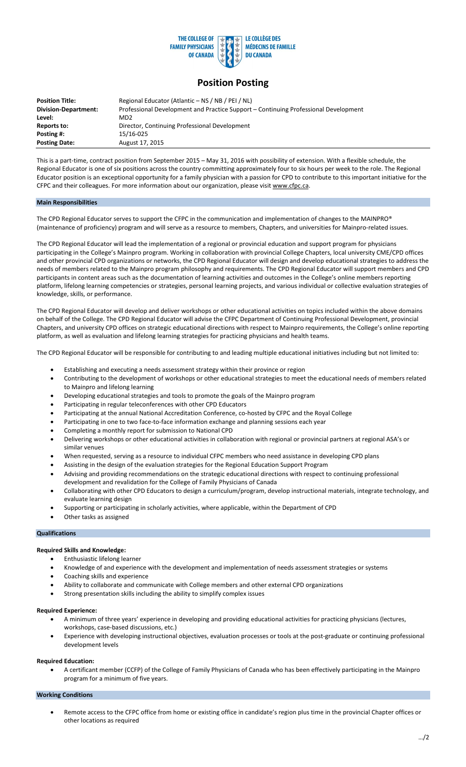THE COLLEGE OF FAMILY PHYSICIANS OF CANADA | LE COLLÈGE DES MÉDECINS DE FAMILLE DU CANADA

# Position Posting

| | |
|---|---|
| **Position Title:** | Regional Educator (Atlantic – NS / NB / PEI / NL) |
| **Division-Department:** | Professional Development and Practice Support – Continuing Professional Development |
| **Level:** | MD2 |
| **Reports to:** | Director, Continuing Professional Development |
| **Posting #:** | 15/16-025 |
| **Posting Date:** | August 17, 2015 |

This is a part-time, contract position from September 2015 – May 31, 2016 with possibility of extension. With a flexible schedule, the Regional Educator is one of six positions across the country committing approximately four to six hours per week to the role. The Regional Educator position is an exceptional opportunity for a family physician with a passion for CPD to contribute to this important initiative for the CFPC and their colleagues. For more information about our organization, please visit www.cfpc.ca.

## Main Responsibilities

The CPD Regional Educator serves to support the CFPC in the communication and implementation of changes to the MAINPRO® (maintenance of proficiency) program and will serve as a resource to members, Chapters, and universities for Mainpro-related issues.

The CPD Regional Educator will lead the implementation of a regional or provincial education and support program for physicians participating in the College's Mainpro program. Working in collaboration with provincial College Chapters, local university CME/CPD offices and other provincial CPD organizations or networks, the CPD Regional Educator will design and develop educational strategies to address the needs of members related to the Mainpro program philosophy and requirements. The CPD Regional Educator will support members and CPD participants in content areas such as the documentation of learning activities and outcomes in the College's online members reporting platform, lifelong learning competencies or strategies, personal learning projects, and various individual or collective evaluation strategies of knowledge, skills, or performance.

The CPD Regional Educator will develop and deliver workshops or other educational activities on topics included within the above domains on behalf of the College. The CPD Regional Educator will advise the CFPC Department of Continuing Professional Development, provincial Chapters, and university CPD offices on strategic educational directions with respect to Mainpro requirements, the College's online reporting platform, as well as evaluation and lifelong learning strategies for practicing physicians and health teams.

The CPD Regional Educator will be responsible for contributing to and leading multiple educational initiatives including but not limited to:

- Establishing and executing a needs assessment strategy within their province or region
- Contributing to the development of workshops or other educational strategies to meet the educational needs of members related to Mainpro and lifelong learning
- Developing educational strategies and tools to promote the goals of the Mainpro program
- Participating in regular teleconferences with other CPD Educators
- Participating at the annual National Accreditation Conference, co-hosted by CFPC and the Royal College
- Participating in one to two face-to-face information exchange and planning sessions each year
- Completing a monthly report for submission to National CPD
- Delivering workshops or other educational activities in collaboration with regional or provincial partners at regional ASA's or similar venues
- When requested, serving as a resource to individual CFPC members who need assistance in developing CPD plans
- Assisting in the design of the evaluation strategies for the Regional Education Support Program
- Advising and providing recommendations on the strategic educational directions with respect to continuing professional development and revalidation for the College of Family Physicians of Canada
- Collaborating with other CPD Educators to design a curriculum/program, develop instructional materials, integrate technology, and evaluate learning design
- Supporting or participating in scholarly activities, where applicable, within the Department of CPD
- Other tasks as assigned

## Qualifications

### Required Skills and Knowledge:

- Enthusiastic lifelong learner
- Knowledge of and experience with the development and implementation of needs assessment strategies or systems
- Coaching skills and experience
- Ability to collaborate and communicate with College members and other external CPD organizations
- Strong presentation skills including the ability to simplify complex issues

### Required Experience:

- A minimum of three years' experience in developing and providing educational activities for practicing physicians (lectures, workshops, case-based discussions, etc.)
- Experience with developing instructional objectives, evaluation processes or tools at the post-graduate or continuing professional development levels

### Required Education:

- A certificant member (CCFP) of the College of Family Physicians of Canada who has been effectively participating in the Mainpro program for a minimum of five years.

## Working Conditions

- Remote access to the CFPC office from home or existing office in candidate's region plus time in the provincial Chapter offices or other locations as required

…/2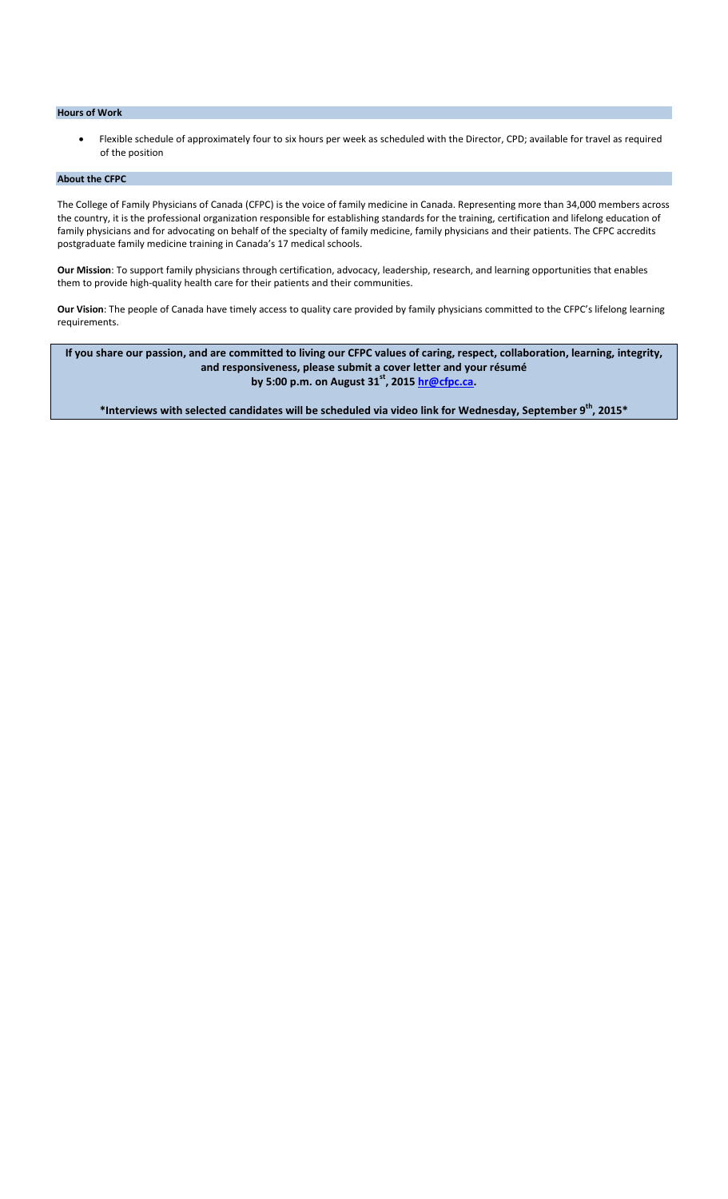## Hours of Work

- Flexible schedule of approximately four to six hours per week as scheduled with the Director, CPD; available for travel as required of the position

## About the CFPC

The College of Family Physicians of Canada (CFPC) is the voice of family medicine in Canada. Representing more than 34,000 members across the country, it is the professional organization responsible for establishing standards for the training, certification and lifelong education of family physicians and for advocating on behalf of the specialty of family medicine, family physicians and their patients. The CFPC accredits postgraduate family medicine training in Canada's 17 medical schools.

**Our Mission**: To support family physicians through certification, advocacy, leadership, research, and learning opportunities that enables them to provide high-quality health care for their patients and their communities.

**Our Vision**: The people of Canada have timely access to quality care provided by family physicians committed to the CFPC's lifelong learning requirements.

**If you share our passion, and are committed to living our CFPC values of caring, respect, collaboration, learning, integrity, and responsiveness, please submit a cover letter and your résumé by 5:00 p.m. on August 31st, 2015 hr@cfpc.ca.**

**\*Interviews with selected candidates will be scheduled via video link for Wednesday, September 9th, 2015\***